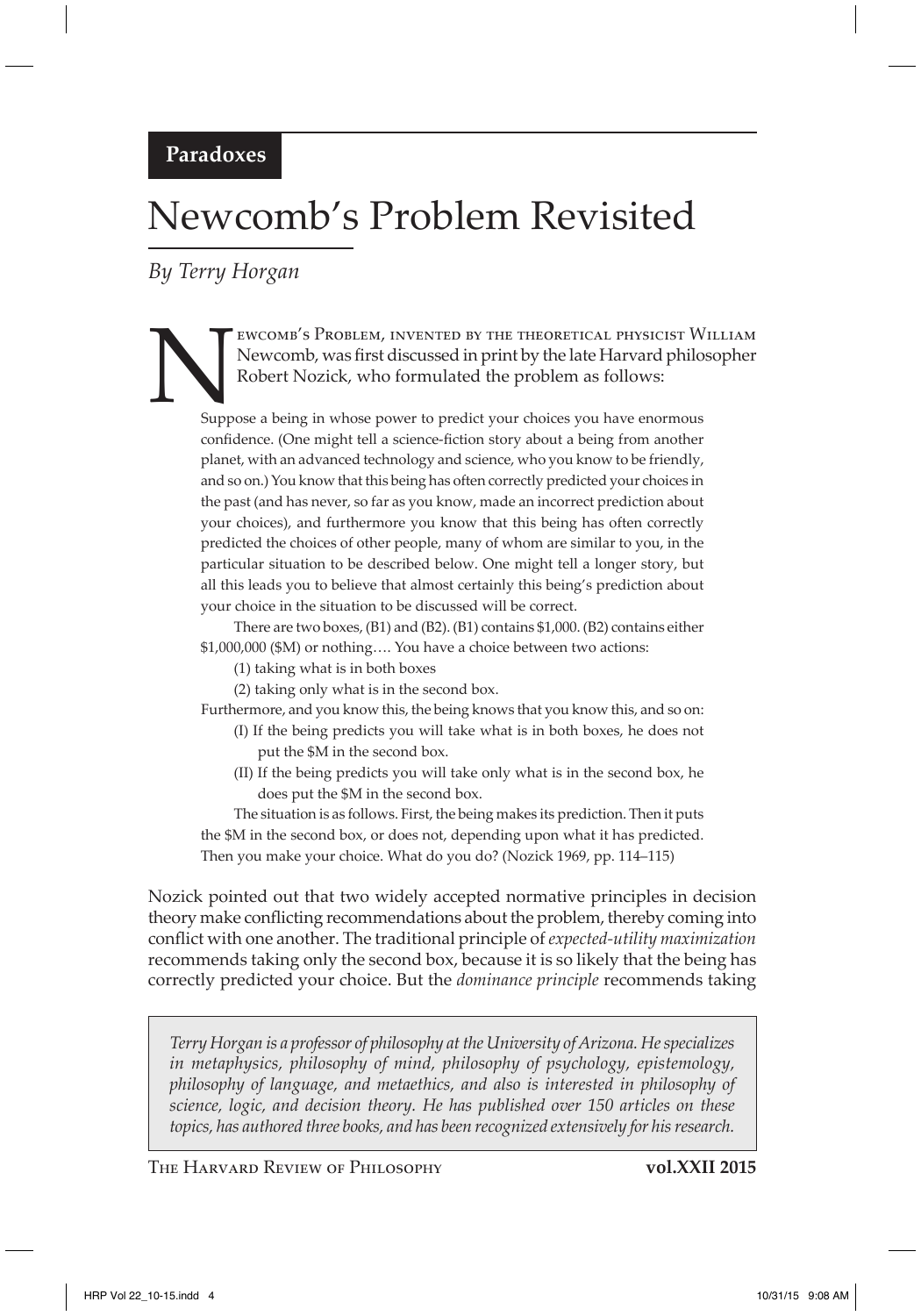**Paradoxes**

# Newcomb's Problem Revisited

*By Terry Horgan*

Newcomb's Problem, invented by the theoretical physicist William Newcomb, was first discussed in print by the late Harvard philosopher Robert Nozick, who formulated the problem as follows:

> Suppose a being in whose power to predict your choices you have enormous confidence. (One might tell a science-fiction story about a being from another planet, with an advanced technology and science, who you know to be friendly, and so on.) You know that this being has often correctly predicted your choices in the past (and has never, so far as you know, made an incorrect prediction about your choices), and furthermore you know that this being has often correctly predicted the choices of other people, many of whom are similar to you, in the particular situation to be described below. One might tell a longer story, but all this leads you to believe that almost certainly this being's prediction about your choice in the situation to be discussed will be correct.
>
> There are two boxes, (B1) and (B2). (B1) contains $1,000. (B2) contains either $1,000,000 ($M) or nothing…. You have a choice between two actions:
>
> (1) taking what is in both boxes
>
> (2) taking only what is in the second box.
>
> Furthermore, and you know this, the being knows that you know this, and so on:
>
> (I) If the being predicts you will take what is in both boxes, he does not put the $M in the second box.
>
> (II) If the being predicts you will take only what is in the second box, he does put the $M in the second box.
>
> The situation is as follows. First, the being makes its prediction. Then it puts the $M in the second box, or does not, depending upon what it has predicted. Then you make your choice. What do you do? (Nozick 1969, pp. 114–115)

Nozick pointed out that two widely accepted normative principles in decision theory make conflicting recommendations about the problem, thereby coming into conflict with one another. The traditional principle of *expected-utility maximization* recommends taking only the second box, because it is so likely that the being has correctly predicted your choice. But the *dominance principle* recommends taking

*Terry Horgan is a professor of philosophy at the University of Arizona. He specializes in metaphysics, philosophy of mind, philosophy of psychology, epistemology, philosophy of language, and metaethics, and also is interested in philosophy of science, logic, and decision theory. He has published over 150 articles on these topics, has authored three books, and has been recognized extensively for his research.*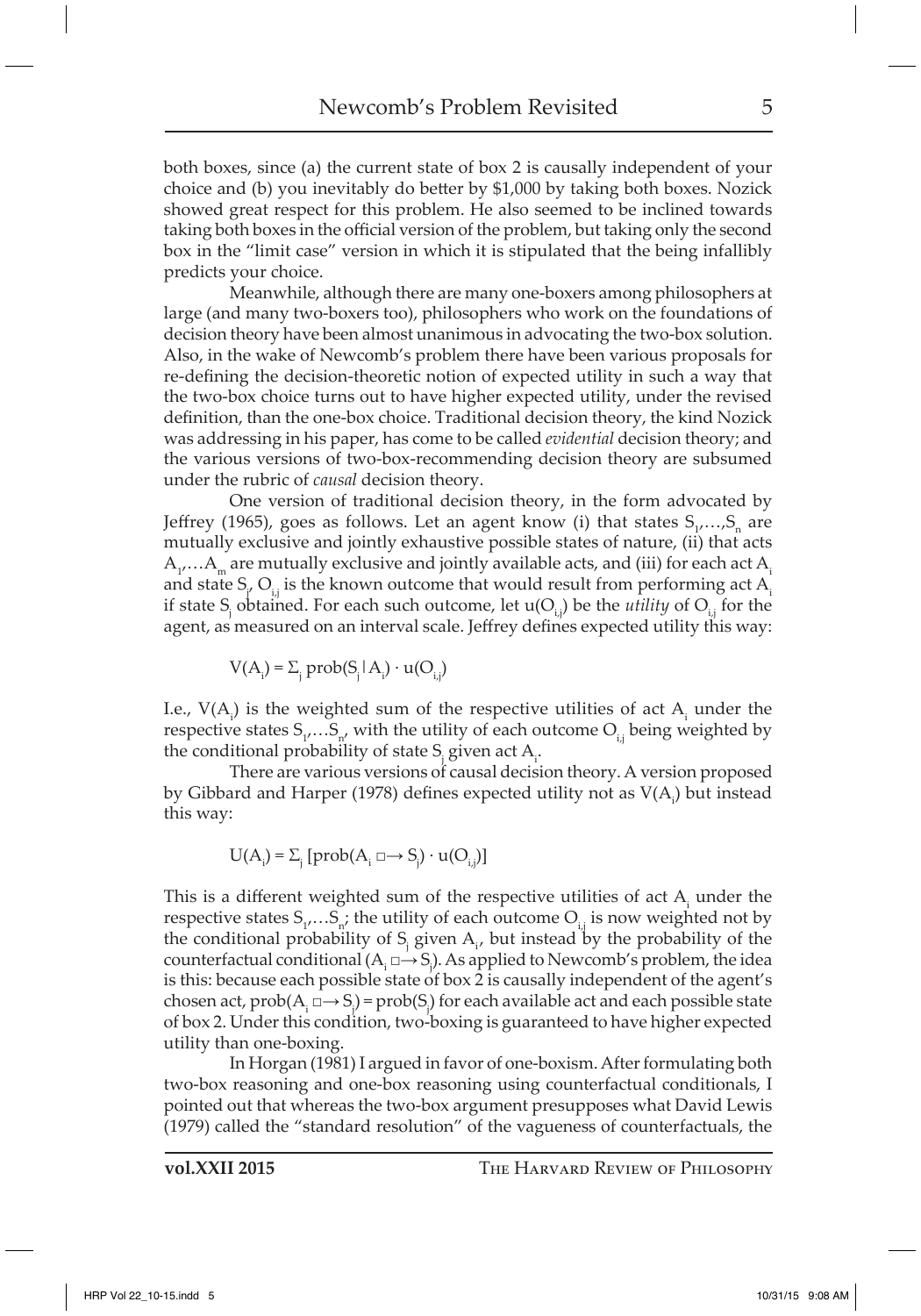both boxes, since (a) the current state of box 2 is causally independent of your choice and (b) you inevitably do better by $1,000 by taking both boxes. Nozick showed great respect for this problem. He also seemed to be inclined towards taking both boxes in the official version of the problem, but taking only the second box in the "limit case" version in which it is stipulated that the being infallibly predicts your choice.

Meanwhile, although there are many one-boxers among philosophers at large (and many two-boxers too), philosophers who work on the foundations of decision theory have been almost unanimous in advocating the two-box solution. Also, in the wake of Newcomb's problem there have been various proposals for re-defining the decision-theoretic notion of expected utility in such a way that the two-box choice turns out to have higher expected utility, under the revised definition, than the one-box choice. Traditional decision theory, the kind Nozick was addressing in his paper, has come to be called *evidential* decision theory; and the various versions of two-box-recommending decision theory are subsumed under the rubric of *causal* decision theory.

One version of traditional decision theory, in the form advocated by Jeffrey (1965), goes as follows. Let an agent know (i) that states $S_1,\ldots,S_n$ are mutually exclusive and jointly exhaustive possible states of nature, (ii) that acts $A_1,\ldots A_m$ are mutually exclusive and jointly available acts, and (iii) for each act $A_i$ and state $S_j$, $O_{i,j}$ is the known outcome that would result from performing act $A_i$ if state $S_j$ obtained. For each such outcome, let $u(O_{i,j})$ be the *utility* of $O_{i,j}$ for the agent, as measured on an interval scale. Jeffrey defines expected utility this way:

$$V(A_i) = \Sigma_j \, \text{prob}(S_j \,|\, A_i) \cdot u(O_{i,j})$$

I.e., $V(A_i)$ is the weighted sum of the respective utilities of act $A_i$ under the respective states $S_1,\ldots S_n$, with the utility of each outcome $O_{i,j}$ being weighted by the conditional probability of state $S_j$ given act $A_i$.

There are various versions of causal decision theory. A version proposed by Gibbard and Harper (1978) defines expected utility not as $V(A_i)$ but instead this way:

$$U(A_i) = \Sigma_j \, [\text{prob}(A_i \,\Box\!\!\rightarrow S_j) \cdot u(O_{i,j})]$$

This is a different weighted sum of the respective utilities of act $A_i$ under the respective states $S_1,\ldots S_n$; the utility of each outcome $O_{i,j}$ is now weighted not by the conditional probability of $S_j$ given $A_i$, but instead by the probability of the counterfactual conditional ($A_i \,\Box\!\!\rightarrow S_j$). As applied to Newcomb's problem, the idea is this: because each possible state of box 2 is causally independent of the agent's chosen act, $\text{prob}(A_i \,\Box\!\!\rightarrow S_j) = \text{prob}(S_j)$ for each available act and each possible state of box 2. Under this condition, two-boxing is guaranteed to have higher expected utility than one-boxing.

In Horgan (1981) I argued in favor of one-boxism. After formulating both two-box reasoning and one-box reasoning using counterfactual conditionals, I pointed out that whereas the two-box argument presupposes what David Lewis (1979) called the "standard resolution" of the vagueness of counterfactuals, the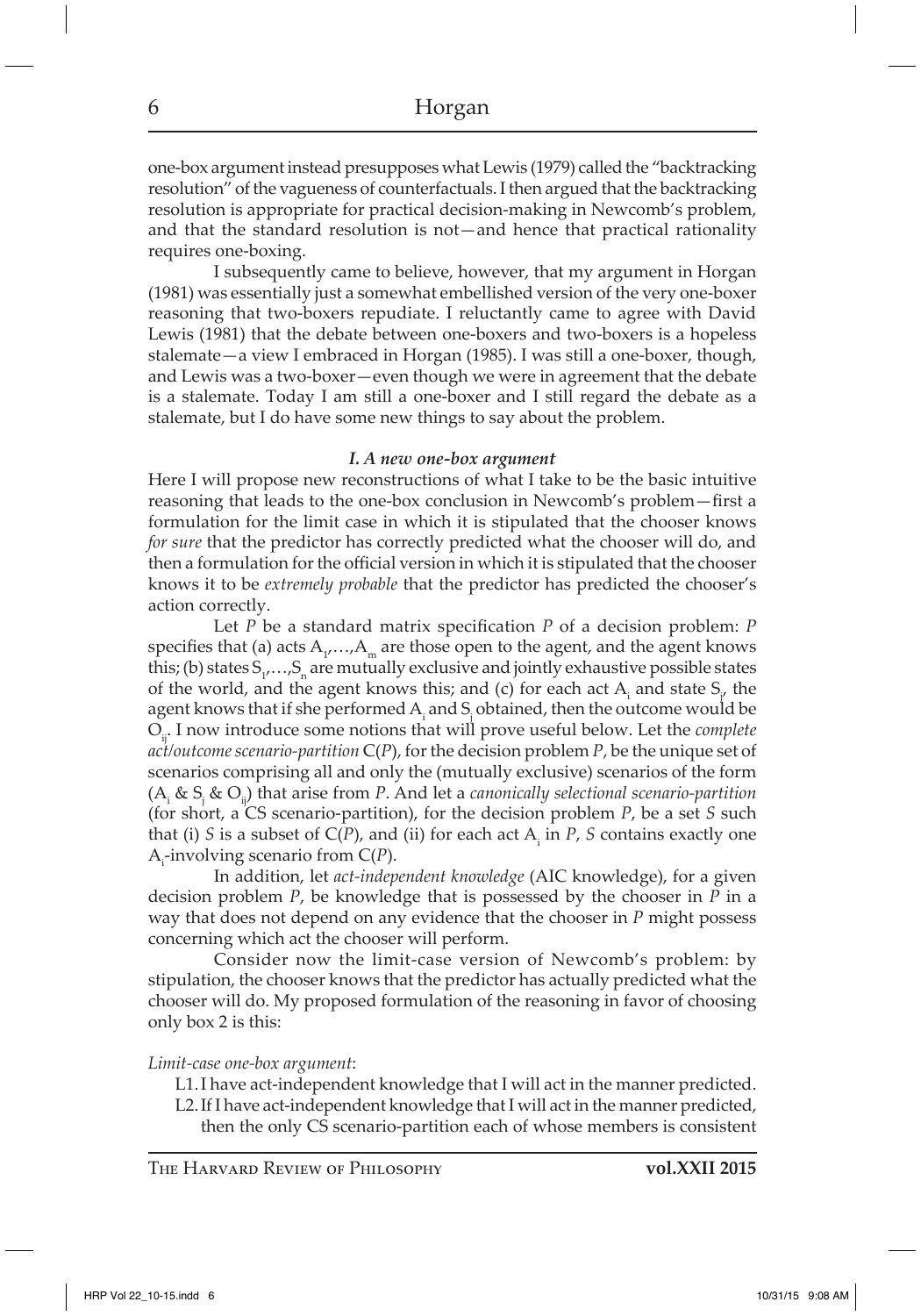one-box argument instead presupposes what Lewis (1979) called the "backtracking resolution" of the vagueness of counterfactuals. I then argued that the backtracking resolution is appropriate for practical decision-making in Newcomb's problem, and that the standard resolution is not—and hence that practical rationality requires one-boxing.

I subsequently came to believe, however, that my argument in Horgan (1981) was essentially just a somewhat embellished version of the very one-boxer reasoning that two-boxers repudiate. I reluctantly came to agree with David Lewis (1981) that the debate between one-boxers and two-boxers is a hopeless stalemate—a view I embraced in Horgan (1985). I was still a one-boxer, though, and Lewis was a two-boxer—even though we were in agreement that the debate is a stalemate. Today I am still a one-boxer and I still regard the debate as a stalemate, but I do have some new things to say about the problem.

### *I. A new one-box argument*

Here I will propose new reconstructions of what I take to be the basic intuitive reasoning that leads to the one-box conclusion in Newcomb's problem—first a formulation for the limit case in which it is stipulated that the chooser knows *for sure* that the predictor has correctly predicted what the chooser will do, and then a formulation for the official version in which it is stipulated that the chooser knows it to be *extremely probable* that the predictor has predicted the chooser's action correctly.

Let *P* be a standard matrix specification *P* of a decision problem: *P* specifies that (a) acts $A_1,\ldots,A_m$ are those open to the agent, and the agent knows this; (b) states $S_1,\ldots,S_n$ are mutually exclusive and jointly exhaustive possible states of the world, and the agent knows this; and (c) for each act $A_i$ and state $S_j$, the agent knows that if she performed $A_i$ and $S_j$ obtained, then the outcome would be $O_{ij}$. I now introduce some notions that will prove useful below. Let the *complete act/outcome scenario-partition* C(*P*), for the decision problem *P*, be the unique set of scenarios comprising all and only the (mutually exclusive) scenarios of the form ($A_i$ & $S_j$ & $O_{ij}$) that arise from *P*. And let a *canonically selectional scenario-partition* (for short, a CS scenario-partition), for the decision problem *P*, be a set *S* such that (i) *S* is a subset of C(*P*), and (ii) for each act $A_i$ in *P*, *S* contains exactly one $A_i$-involving scenario from C(*P*).

In addition, let *act-independent knowledge* (AIC knowledge), for a given decision problem *P*, be knowledge that is possessed by the chooser in *P* in a way that does not depend on any evidence that the chooser in *P* might possess concerning which act the chooser will perform.

Consider now the limit-case version of Newcomb's problem: by stipulation, the chooser knows that the predictor has actually predicted what the chooser will do. My proposed formulation of the reasoning in favor of choosing only box 2 is this:

*Limit-case one-box argument*:

L1. I have act-independent knowledge that I will act in the manner predicted.

L2. If I have act-independent knowledge that I will act in the manner predicted, then the only CS scenario-partition each of whose members is consistent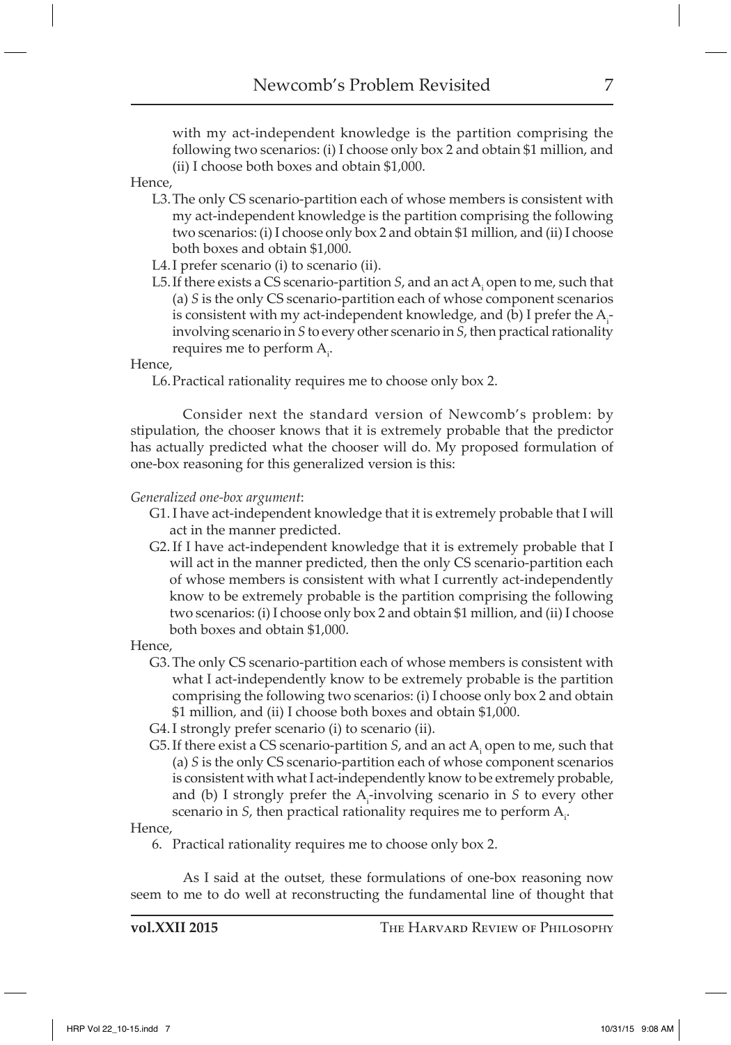with my act-independent knowledge is the partition comprising the following two scenarios: (i) I choose only box 2 and obtain $1 million, and (ii) I choose both boxes and obtain $1,000.

Hence,

L3. The only CS scenario-partition each of whose members is consistent with my act-independent knowledge is the partition comprising the following two scenarios: (i) I choose only box 2 and obtain $1 million, and (ii) I choose both boxes and obtain $1,000.

L4. I prefer scenario (i) to scenario (ii).

L5. If there exists a CS scenario-partition *S*, and an act $A_i$ open to me, such that (a) *S* is the only CS scenario-partition each of whose component scenarios is consistent with my act-independent knowledge, and (b) I prefer the $A_i$-involving scenario in *S* to every other scenario in *S*, then practical rationality requires me to perform $A_i$.

Hence,

L6. Practical rationality requires me to choose only box 2.

Consider next the standard version of Newcomb's problem: by stipulation, the chooser knows that it is extremely probable that the predictor has actually predicted what the chooser will do. My proposed formulation of one-box reasoning for this generalized version is this:

*Generalized one-box argument*:

G1. I have act-independent knowledge that it is extremely probable that I will act in the manner predicted.

G2. If I have act-independent knowledge that it is extremely probable that I will act in the manner predicted, then the only CS scenario-partition each of whose members is consistent with what I currently act-independently know to be extremely probable is the partition comprising the following two scenarios: (i) I choose only box 2 and obtain $1 million, and (ii) I choose both boxes and obtain $1,000.

Hence,

G3. The only CS scenario-partition each of whose members is consistent with what I act-independently know to be extremely probable is the partition comprising the following two scenarios: (i) I choose only box 2 and obtain $1 million, and (ii) I choose both boxes and obtain $1,000.

G4. I strongly prefer scenario (i) to scenario (ii).

G5. If there exist a CS scenario-partition *S*, and an act $A_i$ open to me, such that (a) *S* is the only CS scenario-partition each of whose component scenarios is consistent with what I act-independently know to be extremely probable, and (b) I strongly prefer the $A_i$-involving scenario in *S* to every other scenario in *S*, then practical rationality requires me to perform $A_i$.

Hence,

6. Practical rationality requires me to choose only box 2.

As I said at the outset, these formulations of one-box reasoning now seem to me to do well at reconstructing the fundamental line of thought that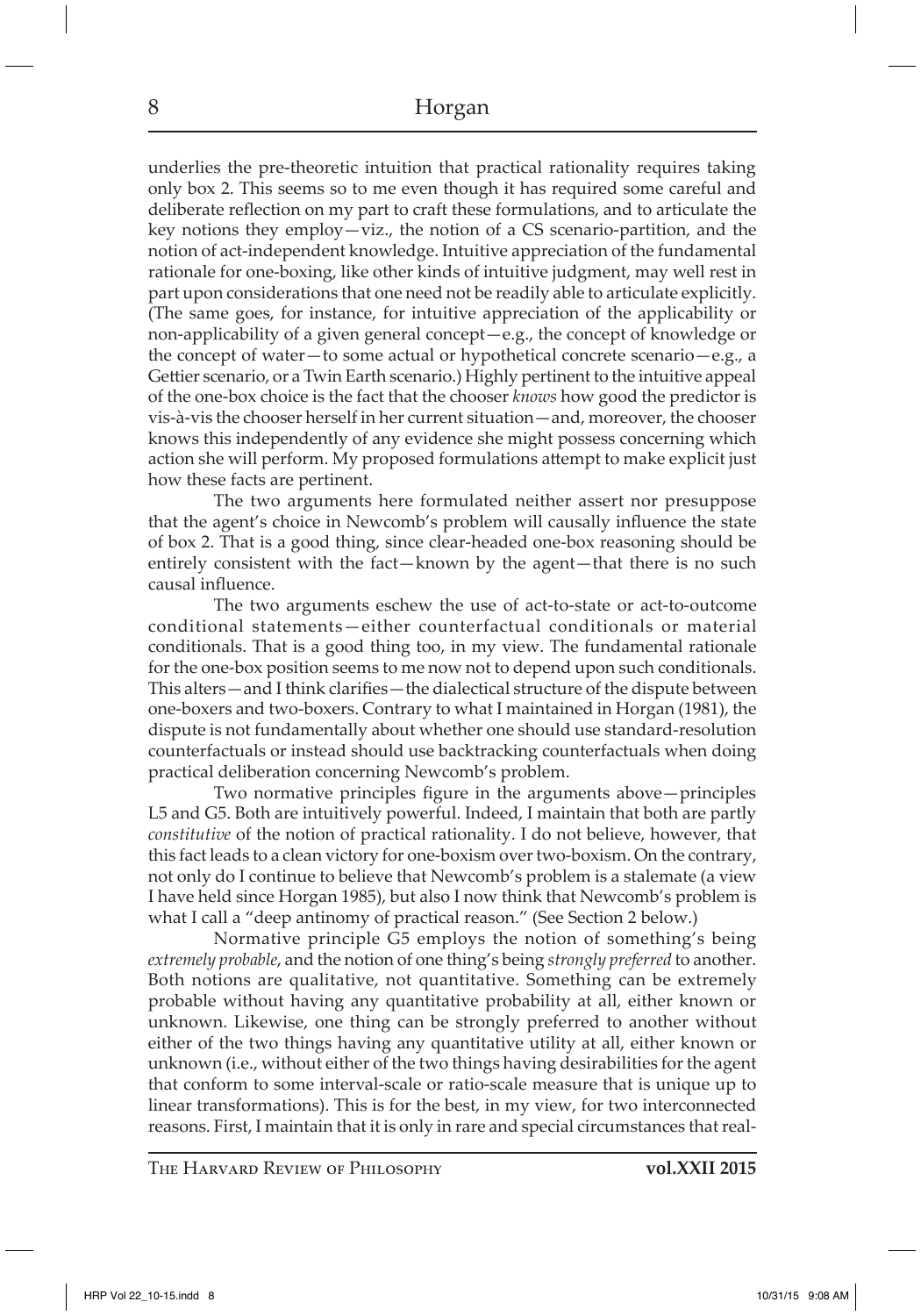underlies the pre-theoretic intuition that practical rationality requires taking only box 2. This seems so to me even though it has required some careful and deliberate reflection on my part to craft these formulations, and to articulate the key notions they employ—viz., the notion of a CS scenario-partition, and the notion of act-independent knowledge. Intuitive appreciation of the fundamental rationale for one-boxing, like other kinds of intuitive judgment, may well rest in part upon considerations that one need not be readily able to articulate explicitly. (The same goes, for instance, for intuitive appreciation of the applicability or non-applicability of a given general concept—e.g., the concept of knowledge or the concept of water—to some actual or hypothetical concrete scenario—e.g., a Gettier scenario, or a Twin Earth scenario.) Highly pertinent to the intuitive appeal of the one-box choice is the fact that the chooser *knows* how good the predictor is vis-à-vis the chooser herself in her current situation—and, moreover, the chooser knows this independently of any evidence she might possess concerning which action she will perform. My proposed formulations attempt to make explicit just how these facts are pertinent.

The two arguments here formulated neither assert nor presuppose that the agent's choice in Newcomb's problem will causally influence the state of box 2. That is a good thing, since clear-headed one-box reasoning should be entirely consistent with the fact—known by the agent—that there is no such causal influence.

The two arguments eschew the use of act-to-state or act-to-outcome conditional statements—either counterfactual conditionals or material conditionals. That is a good thing too, in my view. The fundamental rationale for the one-box position seems to me now not to depend upon such conditionals. This alters—and I think clarifies—the dialectical structure of the dispute between one-boxers and two-boxers. Contrary to what I maintained in Horgan (1981), the dispute is not fundamentally about whether one should use standard-resolution counterfactuals or instead should use backtracking counterfactuals when doing practical deliberation concerning Newcomb's problem.

Two normative principles figure in the arguments above—principles L5 and G5. Both are intuitively powerful. Indeed, I maintain that both are partly *constitutive* of the notion of practical rationality. I do not believe, however, that this fact leads to a clean victory for one-boxism over two-boxism. On the contrary, not only do I continue to believe that Newcomb's problem is a stalemate (a view I have held since Horgan 1985), but also I now think that Newcomb's problem is what I call a "deep antinomy of practical reason." (See Section 2 below.)

Normative principle G5 employs the notion of something's being *extremely probable*, and the notion of one thing's being *strongly preferred* to another. Both notions are qualitative, not quantitative. Something can be extremely probable without having any quantitative probability at all, either known or unknown. Likewise, one thing can be strongly preferred to another without either of the two things having any quantitative utility at all, either known or unknown (i.e., without either of the two things having desirabilities for the agent that conform to some interval-scale or ratio-scale measure that is unique up to linear transformations). This is for the best, in my view, for two interconnected reasons. First, I maintain that it is only in rare and special circumstances that real-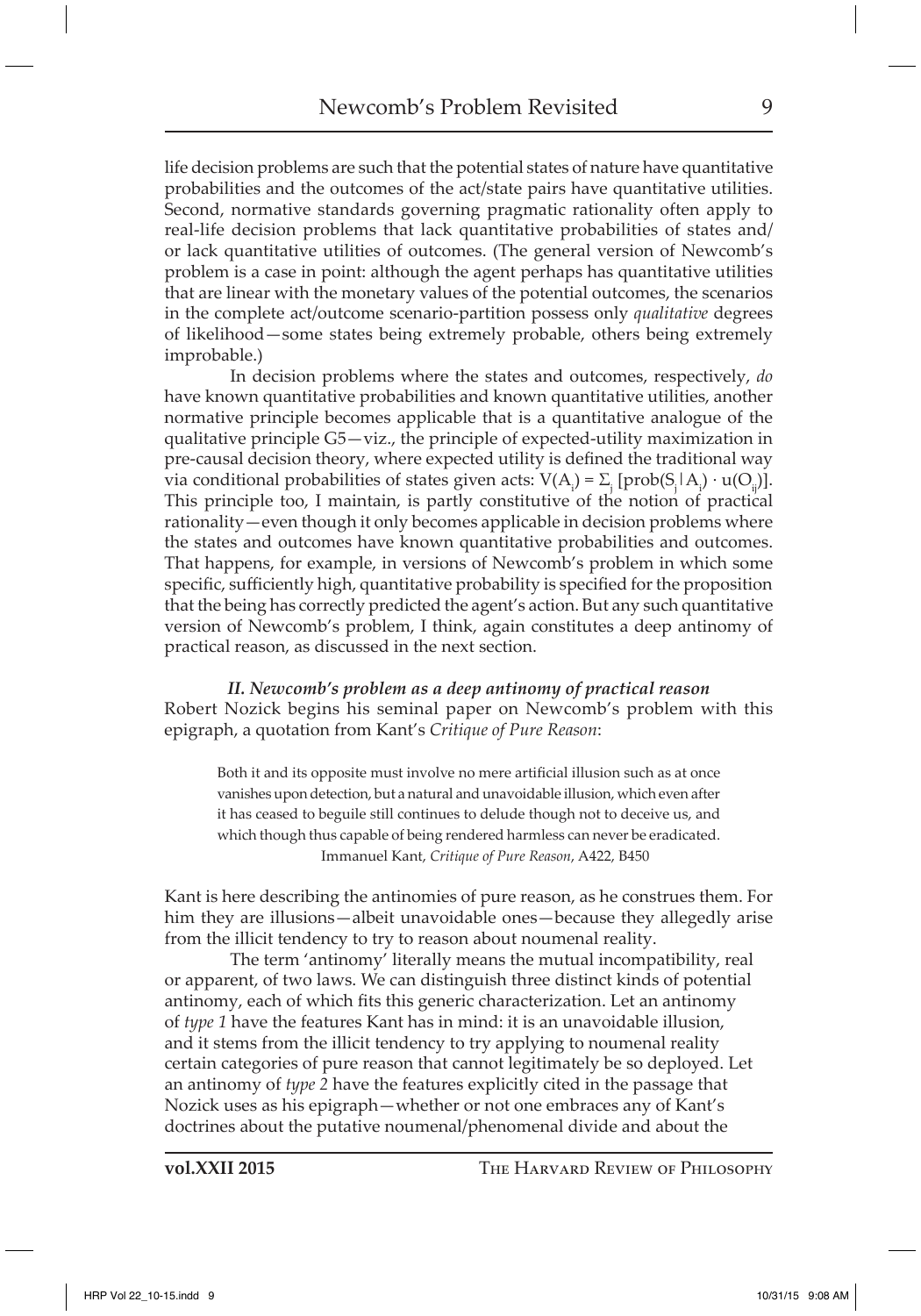life decision problems are such that the potential states of nature have quantitative probabilities and the outcomes of the act/state pairs have quantitative utilities. Second, normative standards governing pragmatic rationality often apply to real-life decision problems that lack quantitative probabilities of states and/or lack quantitative utilities of outcomes. (The general version of Newcomb's problem is a case in point: although the agent perhaps has quantitative utilities that are linear with the monetary values of the potential outcomes, the scenarios in the complete act/outcome scenario-partition possess only *qualitative* degrees of likelihood—some states being extremely probable, others being extremely improbable.)

In decision problems where the states and outcomes, respectively, *do* have known quantitative probabilities and known quantitative utilities, another normative principle becomes applicable that is a quantitative analogue of the qualitative principle G5—viz., the principle of expected-utility maximization in pre-causal decision theory, where expected utility is defined the traditional way via conditional probabilities of states given acts: $V(A_i) = \Sigma_j\,[\text{prob}(S_j\,|\,A_i) \cdot u(O_{ij})]$. This principle too, I maintain, is partly constitutive of the notion of practical rationality—even though it only becomes applicable in decision problems where the states and outcomes have known quantitative probabilities and outcomes. That happens, for example, in versions of Newcomb's problem in which some specific, sufficiently high, quantitative probability is specified for the proposition that the being has correctly predicted the agent's action. But any such quantitative version of Newcomb's problem, I think, again constitutes a deep antinomy of practical reason, as discussed in the next section.

### *II. Newcomb's problem as a deep antinomy of practical reason*

Robert Nozick begins his seminal paper on Newcomb's problem with this epigraph, a quotation from Kant's *Critique of Pure Reason*:

> Both it and its opposite must involve no mere artificial illusion such as at once vanishes upon detection, but a natural and unavoidable illusion, which even after it has ceased to beguile still continues to delude though not to deceive us, and which though thus capable of being rendered harmless can never be eradicated.
>
> Immanuel Kant, *Critique of Pure Reason*, A422, B450

Kant is here describing the antinomies of pure reason, as he construes them. For him they are illusions—albeit unavoidable ones—because they allegedly arise from the illicit tendency to try to reason about noumenal reality.

The term 'antinomy' literally means the mutual incompatibility, real or apparent, of two laws. We can distinguish three distinct kinds of potential antinomy, each of which fits this generic characterization. Let an antinomy of *type 1* have the features Kant has in mind: it is an unavoidable illusion, and it stems from the illicit tendency to try applying to noumenal reality certain categories of pure reason that cannot legitimately be so deployed. Let an antinomy of *type 2* have the features explicitly cited in the passage that Nozick uses as his epigraph—whether or not one embraces any of Kant's doctrines about the putative noumenal/phenomenal divide and about the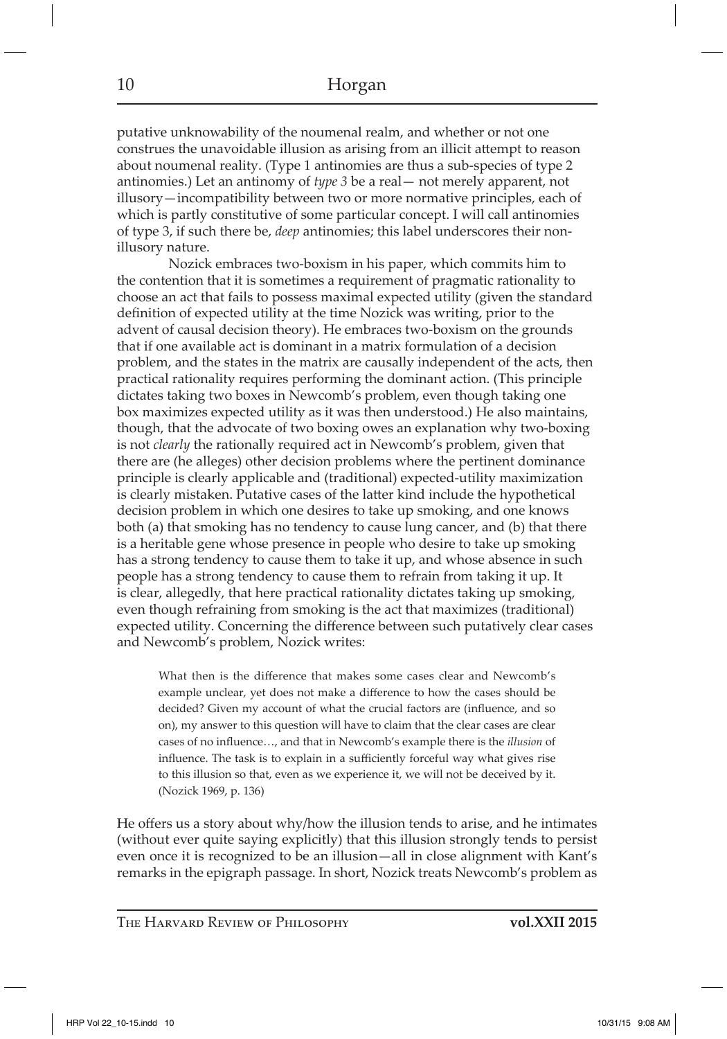putative unknowability of the noumenal realm, and whether or not one construes the unavoidable illusion as arising from an illicit attempt to reason about noumenal reality. (Type 1 antinomies are thus a sub-species of type 2 antinomies.) Let an antinomy of *type 3* be a real— not merely apparent, not illusory—incompatibility between two or more normative principles, each of which is partly constitutive of some particular concept. I will call antinomies of type 3, if such there be, *deep* antinomies; this label underscores their non-illusory nature.

Nozick embraces two-boxism in his paper, which commits him to the contention that it is sometimes a requirement of pragmatic rationality to choose an act that fails to possess maximal expected utility (given the standard definition of expected utility at the time Nozick was writing, prior to the advent of causal decision theory). He embraces two-boxism on the grounds that if one available act is dominant in a matrix formulation of a decision problem, and the states in the matrix are causally independent of the acts, then practical rationality requires performing the dominant action. (This principle dictates taking two boxes in Newcomb's problem, even though taking one box maximizes expected utility as it was then understood.) He also maintains, though, that the advocate of two boxing owes an explanation why two-boxing is not *clearly* the rationally required act in Newcomb's problem, given that there are (he alleges) other decision problems where the pertinent dominance principle is clearly applicable and (traditional) expected-utility maximization is clearly mistaken. Putative cases of the latter kind include the hypothetical decision problem in which one desires to take up smoking, and one knows both (a) that smoking has no tendency to cause lung cancer, and (b) that there is a heritable gene whose presence in people who desire to take up smoking has a strong tendency to cause them to take it up, and whose absence in such people has a strong tendency to cause them to refrain from taking it up. It is clear, allegedly, that here practical rationality dictates taking up smoking, even though refraining from smoking is the act that maximizes (traditional) expected utility. Concerning the difference between such putatively clear cases and Newcomb's problem, Nozick writes:

> What then is the difference that makes some cases clear and Newcomb's example unclear, yet does not make a difference to how the cases should be decided? Given my account of what the crucial factors are (influence, and so on), my answer to this question will have to claim that the clear cases are clear cases of no influence…, and that in Newcomb's example there is the *illusion* of influence. The task is to explain in a sufficiently forceful way what gives rise to this illusion so that, even as we experience it, we will not be deceived by it. (Nozick 1969, p. 136)

He offers us a story about why/how the illusion tends to arise, and he intimates (without ever quite saying explicitly) that this illusion strongly tends to persist even once it is recognized to be an illusion—all in close alignment with Kant's remarks in the epigraph passage. In short, Nozick treats Newcomb's problem as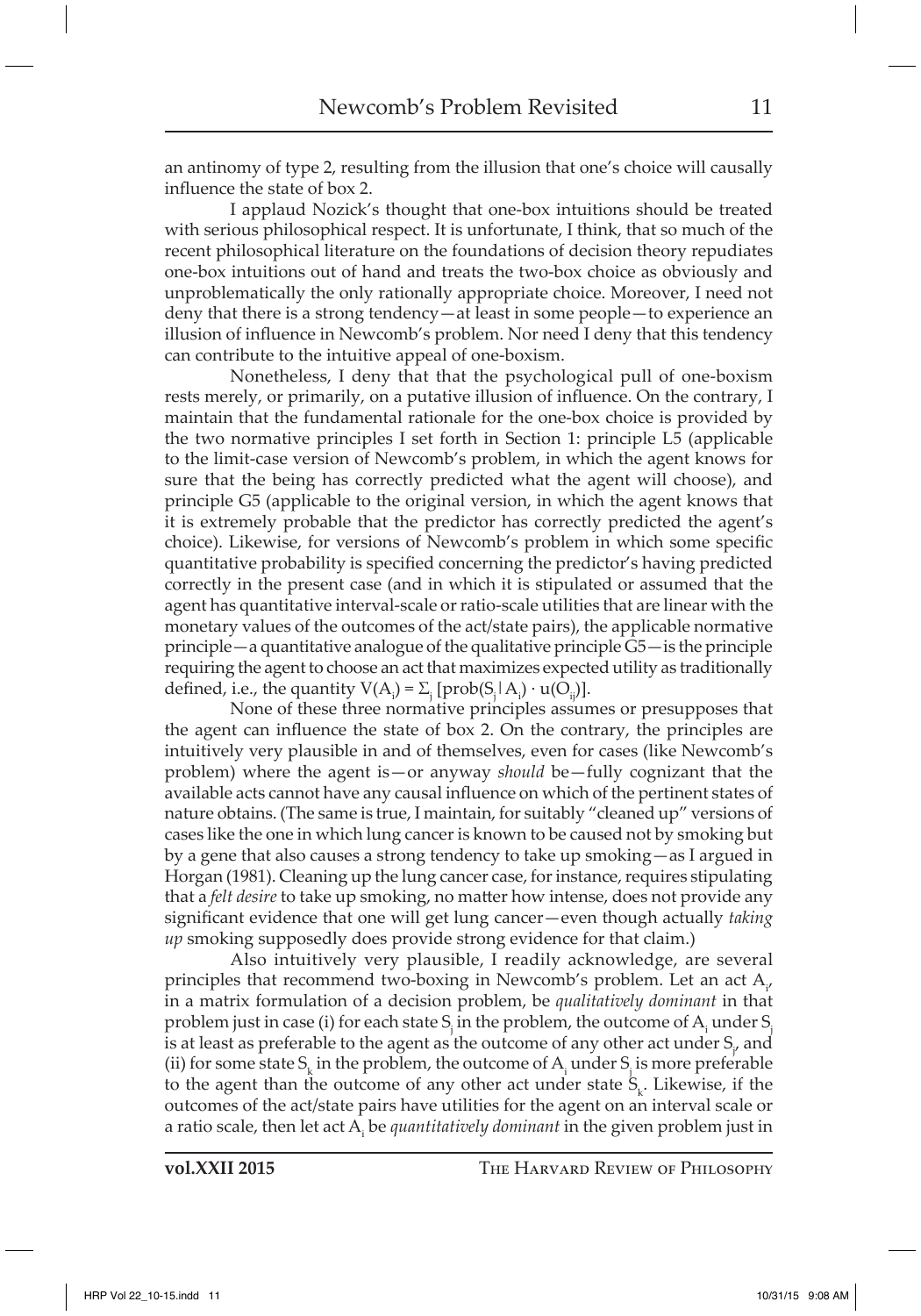an antinomy of type 2, resulting from the illusion that one's choice will causally influence the state of box 2.

I applaud Nozick's thought that one-box intuitions should be treated with serious philosophical respect. It is unfortunate, I think, that so much of the recent philosophical literature on the foundations of decision theory repudiates one-box intuitions out of hand and treats the two-box choice as obviously and unproblematically the only rationally appropriate choice. Moreover, I need not deny that there is a strong tendency—at least in some people—to experience an illusion of influence in Newcomb's problem. Nor need I deny that this tendency can contribute to the intuitive appeal of one-boxism.

Nonetheless, I deny that that the psychological pull of one-boxism rests merely, or primarily, on a putative illusion of influence. On the contrary, I maintain that the fundamental rationale for the one-box choice is provided by the two normative principles I set forth in Section 1: principle L5 (applicable to the limit-case version of Newcomb's problem, in which the agent knows for sure that the being has correctly predicted what the agent will choose), and principle G5 (applicable to the original version, in which the agent knows that it is extremely probable that the predictor has correctly predicted the agent's choice). Likewise, for versions of Newcomb's problem in which some specific quantitative probability is specified concerning the predictor's having predicted correctly in the present case (and in which it is stipulated or assumed that the agent has quantitative interval-scale or ratio-scale utilities that are linear with the monetary values of the outcomes of the act/state pairs), the applicable normative principle—a quantitative analogue of the qualitative principle G5—is the principle requiring the agent to choose an act that maximizes expected utility as traditionally defined, i.e., the quantity $V(A_i) = \Sigma_j \, [\text{prob}(S_j | A_i) \cdot u(O_{ij})]$.

None of these three normative principles assumes or presupposes that the agent can influence the state of box 2. On the contrary, the principles are intuitively very plausible in and of themselves, even for cases (like Newcomb's problem) where the agent is—or anyway *should* be—fully cognizant that the available acts cannot have any causal influence on which of the pertinent states of nature obtains. (The same is true, I maintain, for suitably "cleaned up" versions of cases like the one in which lung cancer is known to be caused not by smoking but by a gene that also causes a strong tendency to take up smoking—as I argued in Horgan (1981). Cleaning up the lung cancer case, for instance, requires stipulating that a *felt desire* to take up smoking, no matter how intense, does not provide any significant evidence that one will get lung cancer—even though actually *taking up* smoking supposedly does provide strong evidence for that claim.)

Also intuitively very plausible, I readily acknowledge, are several principles that recommend two-boxing in Newcomb's problem. Let an act $A_i$, in a matrix formulation of a decision problem, be *qualitatively dominant* in that problem just in case (i) for each state $S_j$ in the problem, the outcome of $A_i$ under $S_j$ is at least as preferable to the agent as the outcome of any other act under $S_j$, and (ii) for some state $S_k$ in the problem, the outcome of $A_i$ under $S_j$ is more preferable to the agent than the outcome of any other act under state $S_k$. Likewise, if the outcomes of the act/state pairs have utilities for the agent on an interval scale or a ratio scale, then let act $A_i$ be *quantitatively dominant* in the given problem just in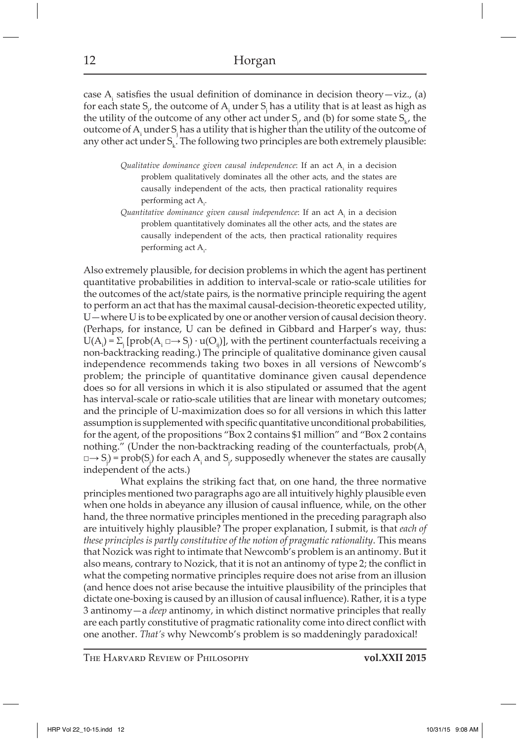case $A_i$ satisfies the usual definition of dominance in decision theory—viz., (a) for each state $S_j$, the outcome of $A_i$ under $S_j$ has a utility that is at least as high as the utility of the outcome of any other act under $S_j$, and (b) for some state $S_k$, the outcome of $A_i$ under $S_j$ has a utility that is higher than the utility of the outcome of any other act under $S_k$. The following two principles are both extremely plausible:

> *Qualitative dominance given causal independence*: If an act $A_i$ in a decision problem qualitatively dominates all the other acts, and the states are causally independent of the acts, then practical rationality requires performing act $A_i$.
>
> *Quantitative dominance given causal independence*: If an act $A_i$ in a decision problem quantitatively dominates all the other acts, and the states are causally independent of the acts, then practical rationality requires performing act $A_i$.

Also extremely plausible, for decision problems in which the agent has pertinent quantitative probabilities in addition to interval-scale or ratio-scale utilities for the outcomes of the act/state pairs, is the normative principle requiring the agent to perform an act that has the maximal causal-decision-theoretic expected utility, U—where U is to be explicated by one or another version of causal decision theory. (Perhaps, for instance, U can be defined in Gibbard and Harper's way, thus: $U(A_i) = \Sigma_j\,[\text{prob}(A_i \;\Box\!\!\rightarrow S_j) \cdot u(O_{ij})]$, with the pertinent counterfactuals receiving a non-backtracking reading.) The principle of qualitative dominance given causal independence recommends taking two boxes in all versions of Newcomb's problem; the principle of quantitative dominance given causal dependence does so for all versions in which it is also stipulated or assumed that the agent has interval-scale or ratio-scale utilities that are linear with monetary outcomes; and the principle of U-maximization does so for all versions in which this latter assumption is supplemented with specific quantitative unconditional probabilities, for the agent, of the propositions "Box 2 contains \$1 million" and "Box 2 contains nothing." (Under the non-backtracking reading of the counterfactuals, $\text{prob}(A_i \;\Box\!\!\rightarrow S_j) = \text{prob}(S_j)$ for each $A_i$ and $S_j$, supposedly whenever the states are causally independent of the acts.)

What explains the striking fact that, on one hand, the three normative principles mentioned two paragraphs ago are all intuitively highly plausible even when one holds in abeyance any illusion of causal influence, while, on the other hand, the three normative principles mentioned in the preceding paragraph also are intuitively highly plausible? The proper explanation, I submit, is that *each of these principles is partly constitutive of the notion of pragmatic rationality*. This means that Nozick was right to intimate that Newcomb's problem is an antinomy. But it also means, contrary to Nozick, that it is not an antinomy of type 2; the conflict in what the competing normative principles require does not arise from an illusion (and hence does not arise because the intuitive plausibility of the principles that dictate one-boxing is caused by an illusion of causal influence). Rather, it is a type 3 antinomy—a *deep* antinomy, in which distinct normative principles that really are each partly constitutive of pragmatic rationality come into direct conflict with one another. *That's* why Newcomb's problem is so maddeningly paradoxical!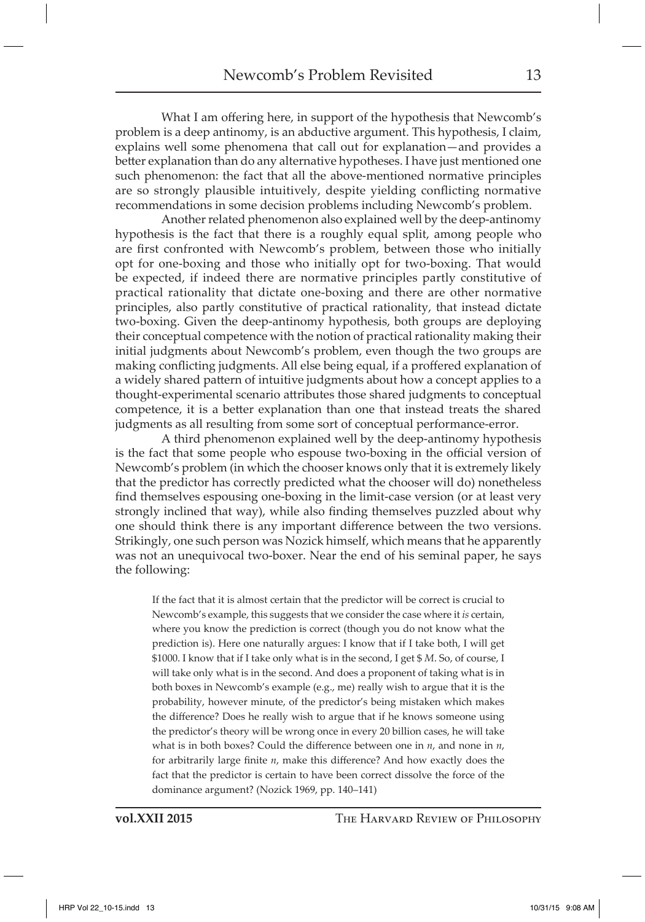What I am offering here, in support of the hypothesis that Newcomb's problem is a deep antinomy, is an abductive argument. This hypothesis, I claim, explains well some phenomena that call out for explanation—and provides a better explanation than do any alternative hypotheses. I have just mentioned one such phenomenon: the fact that all the above-mentioned normative principles are so strongly plausible intuitively, despite yielding conflicting normative recommendations in some decision problems including Newcomb's problem.

Another related phenomenon also explained well by the deep-antinomy hypothesis is the fact that there is a roughly equal split, among people who are first confronted with Newcomb's problem, between those who initially opt for one-boxing and those who initially opt for two-boxing. That would be expected, if indeed there are normative principles partly constitutive of practical rationality that dictate one-boxing and there are other normative principles, also partly constitutive of practical rationality, that instead dictate two-boxing. Given the deep-antinomy hypothesis, both groups are deploying their conceptual competence with the notion of practical rationality making their initial judgments about Newcomb's problem, even though the two groups are making conflicting judgments. All else being equal, if a proffered explanation of a widely shared pattern of intuitive judgments about how a concept applies to a thought-experimental scenario attributes those shared judgments to conceptual competence, it is a better explanation than one that instead treats the shared judgments as all resulting from some sort of conceptual performance-error.

A third phenomenon explained well by the deep-antinomy hypothesis is the fact that some people who espouse two-boxing in the official version of Newcomb's problem (in which the chooser knows only that it is extremely likely that the predictor has correctly predicted what the chooser will do) nonetheless find themselves espousing one-boxing in the limit-case version (or at least very strongly inclined that way), while also finding themselves puzzled about why one should think there is any important difference between the two versions. Strikingly, one such person was Nozick himself, which means that he apparently was not an unequivocal two-boxer. Near the end of his seminal paper, he says the following:

> If the fact that it is almost certain that the predictor will be correct is crucial to Newcomb's example, this suggests that we consider the case where it *is* certain, where you know the prediction is correct (though you do not know what the prediction is). Here one naturally argues: I know that if I take both, I will get \$1000. I know that if I take only what is in the second, I get \$ *M*. So, of course, I will take only what is in the second. And does a proponent of taking what is in both boxes in Newcomb's example (e.g., me) really wish to argue that it is the probability, however minute, of the predictor's being mistaken which makes the difference? Does he really wish to argue that if he knows someone using the predictor's theory will be wrong once in every 20 billion cases, he will take what is in both boxes? Could the difference between one in $n$, and none in $n$, for arbitrarily large finite $n$, make this difference? And how exactly does the fact that the predictor is certain to have been correct dissolve the force of the dominance argument? (Nozick 1969, pp. 140–141)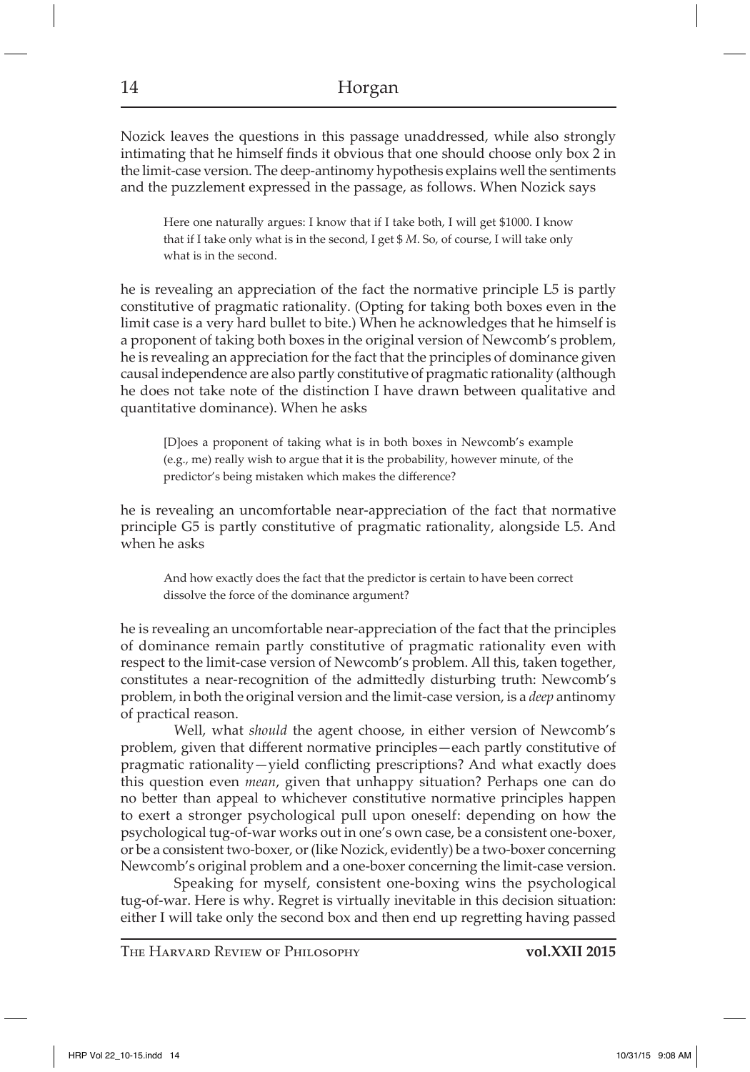Nozick leaves the questions in this passage unaddressed, while also strongly intimating that he himself finds it obvious that one should choose only box 2 in the limit-case version. The deep-antinomy hypothesis explains well the sentiments and the puzzlement expressed in the passage, as follows. When Nozick says

> Here one naturally argues: I know that if I take both, I will get $1000. I know that if I take only what is in the second, I get $ *M*. So, of course, I will take only what is in the second.

he is revealing an appreciation of the fact the normative principle L5 is partly constitutive of pragmatic rationality. (Opting for taking both boxes even in the limit case is a very hard bullet to bite.) When he acknowledges that he himself is a proponent of taking both boxes in the original version of Newcomb's problem, he is revealing an appreciation for the fact that the principles of dominance given causal independence are also partly constitutive of pragmatic rationality (although he does not take note of the distinction I have drawn between qualitative and quantitative dominance). When he asks

> [D]oes a proponent of taking what is in both boxes in Newcomb's example (e.g., me) really wish to argue that it is the probability, however minute, of the predictor's being mistaken which makes the difference?

he is revealing an uncomfortable near-appreciation of the fact that normative principle G5 is partly constitutive of pragmatic rationality, alongside L5. And when he asks

> And how exactly does the fact that the predictor is certain to have been correct dissolve the force of the dominance argument?

he is revealing an uncomfortable near-appreciation of the fact that the principles of dominance remain partly constitutive of pragmatic rationality even with respect to the limit-case version of Newcomb's problem. All this, taken together, constitutes a near-recognition of the admittedly disturbing truth: Newcomb's problem, in both the original version and the limit-case version, is a *deep* antinomy of practical reason.

Well, what *should* the agent choose, in either version of Newcomb's problem, given that different normative principles—each partly constitutive of pragmatic rationality—yield conflicting prescriptions? And what exactly does this question even *mean*, given that unhappy situation? Perhaps one can do no better than appeal to whichever constitutive normative principles happen to exert a stronger psychological pull upon oneself: depending on how the psychological tug-of-war works out in one's own case, be a consistent one-boxer, or be a consistent two-boxer, or (like Nozick, evidently) be a two-boxer concerning Newcomb's original problem and a one-boxer concerning the limit-case version.

Speaking for myself, consistent one-boxing wins the psychological tug-of-war. Here is why. Regret is virtually inevitable in this decision situation: either I will take only the second box and then end up regretting having passed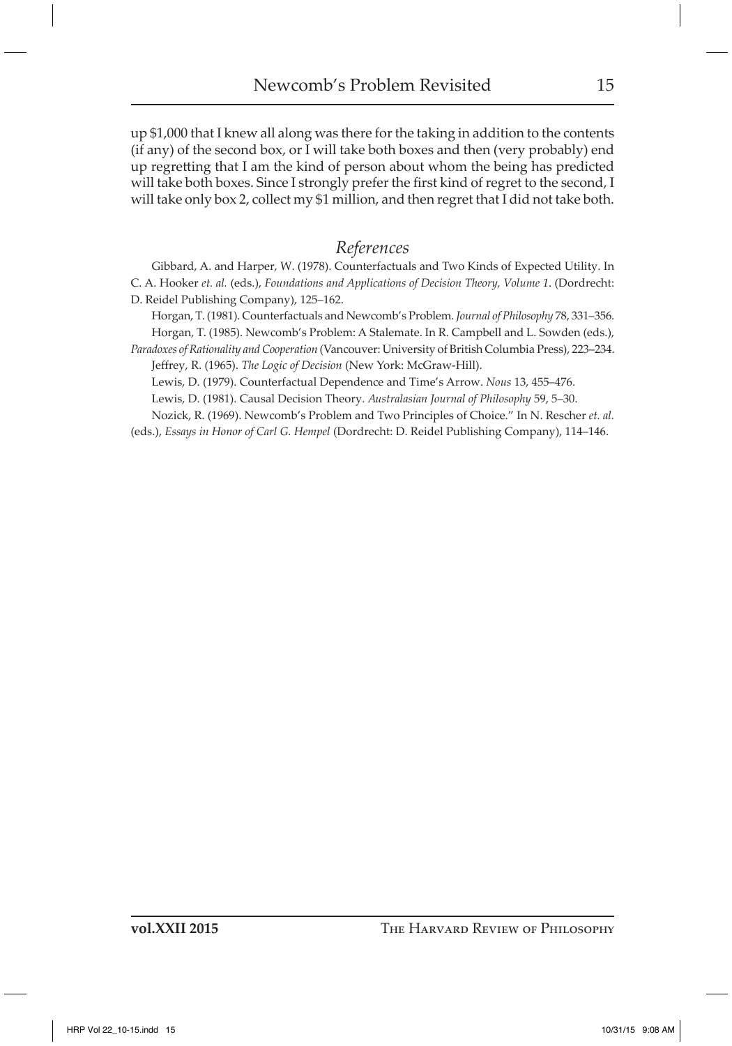up $1,000 that I knew all along was there for the taking in addition to the contents (if any) of the second box, or I will take both boxes and then (very probably) end up regretting that I am the kind of person about whom the being has predicted will take both boxes. Since I strongly prefer the first kind of regret to the second, I will take only box 2, collect my $1 million, and then regret that I did not take both.

## *References*

Gibbard, A. and Harper, W. (1978). Counterfactuals and Two Kinds of Expected Utility. In C. A. Hooker *et. al.* (eds.), *Foundations and Applications of Decision Theory, Volume 1*. (Dordrecht: D. Reidel Publishing Company), 125–162.

Horgan, T. (1981). Counterfactuals and Newcomb's Problem. *Journal of Philosophy* 78, 331–356.

Horgan, T. (1985). Newcomb's Problem: A Stalemate. In R. Campbell and L. Sowden (eds.), *Paradoxes of Rationality and Cooperation* (Vancouver: University of British Columbia Press), 223–234.

Jeffrey, R. (1965). *The Logic of Decision* (New York: McGraw-Hill).

Lewis, D. (1979). Counterfactual Dependence and Time's Arrow. *Nous* 13, 455–476.

Lewis, D. (1981). Causal Decision Theory. *Australasian Journal of Philosophy* 59, 5–30.

Nozick, R. (1969). Newcomb's Problem and Two Principles of Choice." In N. Rescher *et. al.* (eds.), *Essays in Honor of Carl G. Hempel* (Dordrecht: D. Reidel Publishing Company), 114–146.